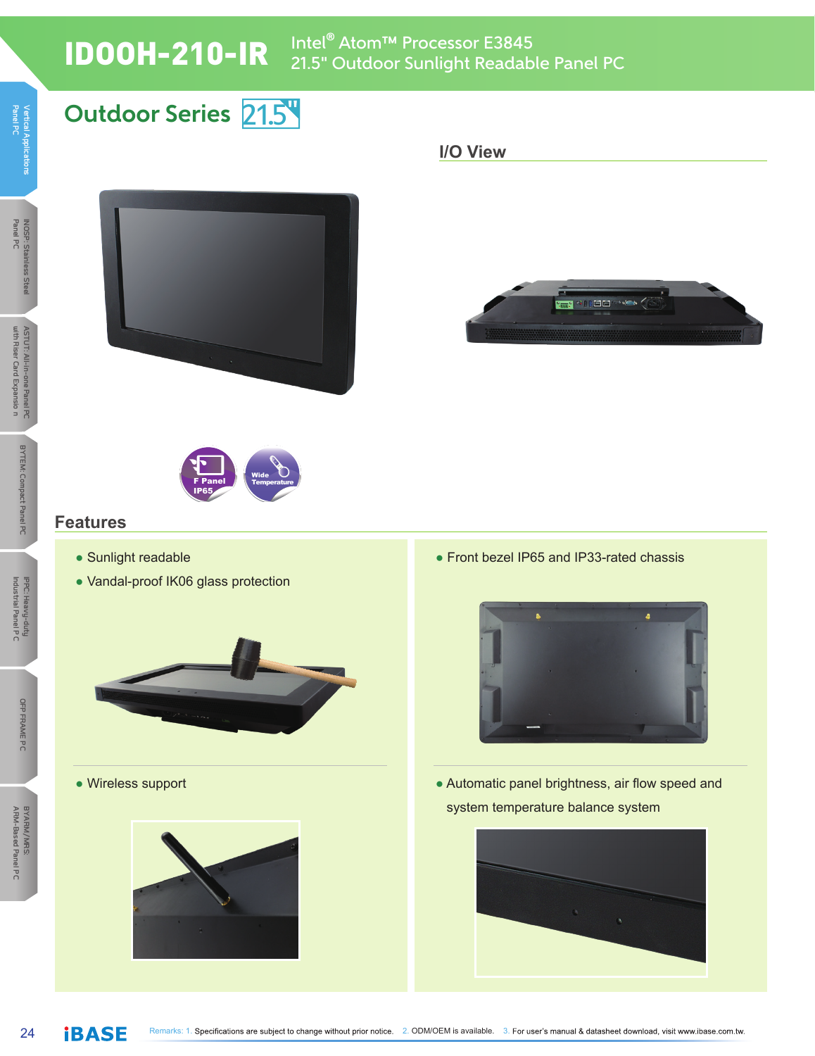# IDOOH-210-IR

Intel® Atom™ Processor E3845
21.5" Outdoor Sunlight Readable Panel PC

## Outdoor Series 21.5"

### I/O View

F Panel IP65

Wide Temperature

## Features

- Sunlight readable
- Vandal-proof IK06 glass protection
- Front bezel IP65 and IP33-rated chassis
- Wireless support
- Automatic panel brightness, air flow speed and system temperature balance system

Remarks: 1. Specifications are subject to change without prior notice. 2. ODM/OEM is available. 3. For user's manual & datasheet download, visit www.ibase.com.tw.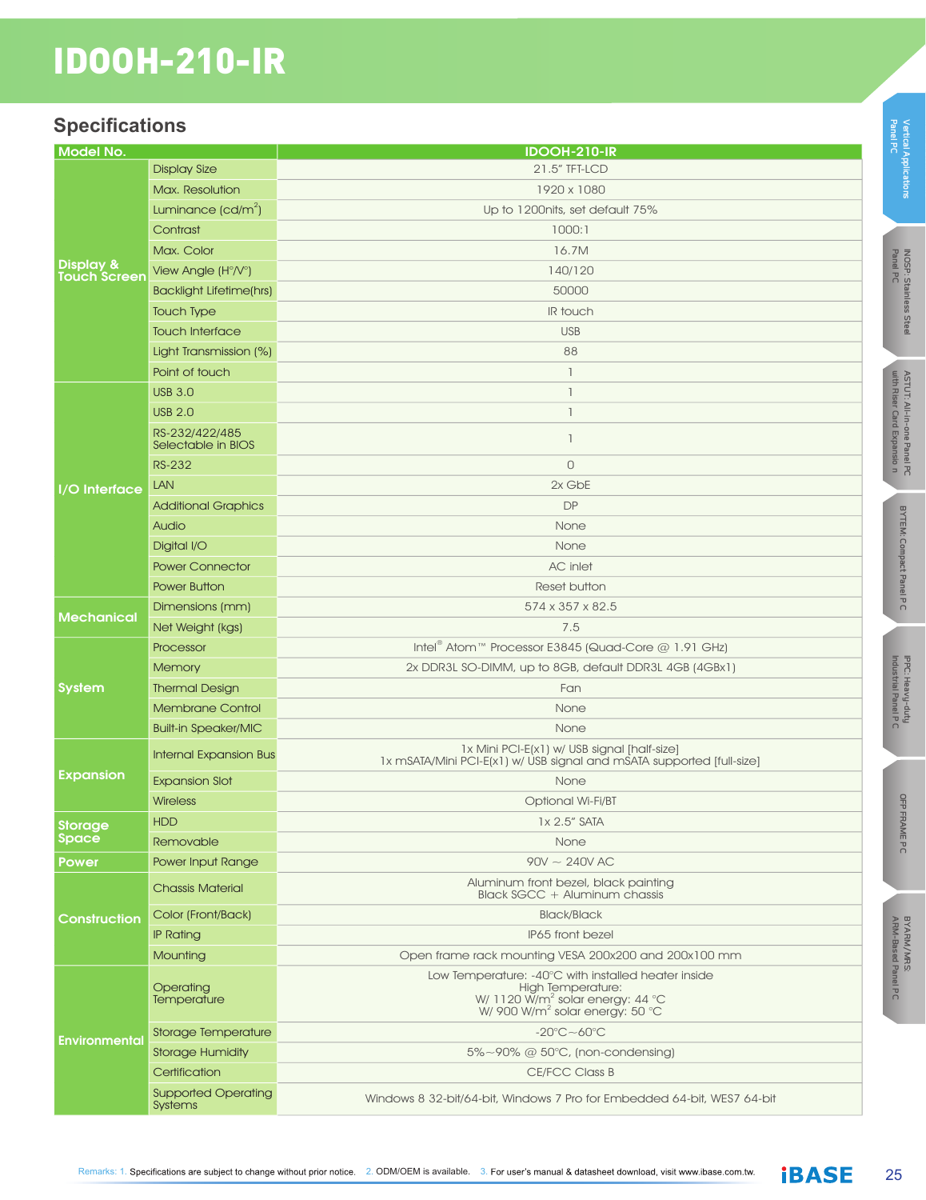# IDOOH-210-IR

## Specifications

| Model No. | | IDOOH-210-IR |
|---|---|---|
| Display & Touch Screen | Display Size | 21.5" TFT-LCD |
| | Max. Resolution | 1920 x 1080 |
| | Luminance (cd/m$^2$) | Up to 1200nits, set default 75% |
| | Contrast | 1000:1 |
| | Max. Color | 16.7M |
| | View Angle (H°/V°) | 140/120 |
| | Backlight Lifetime(hrs) | 50000 |
| | Touch Type | IR touch |
| | Touch Interface | USB |
| | Light Transmission (%) | 88 |
| | Point of touch | 1 |
| I/O Interface | USB 3.0 | 1 |
| | USB 2.0 | 1 |
| | RS-232/422/485 Selectable in BIOS | 1 |
| | RS-232 | 0 |
| | LAN | 2x GbE |
| | Additional Graphics | DP |
| | Audio | None |
| | Digital I/O | None |
| | Power Connector | AC inlet |
| | Power Button | Reset button |
| Mechanical | Dimensions (mm) | 574 x 357 x 82.5 |
| | Net Weight (kgs) | 7.5 |
| System | Processor | Intel® Atom™ Processor E3845 (Quad-Core @ 1.91 GHz) |
| | Memory | 2x DDR3L SO-DIMM, up to 8GB, default DDR3L 4GB (4GBx1) |
| | Thermal Design | Fan |
| | Membrane Control | None |
| | Built-in Speaker/MIC | None |
| Expansion | Internal Expansion Bus | 1x Mini PCI-E(x1) w/ USB signal [half-size]<br>1x mSATA/Mini PCI-E(x1) w/ USB signal and mSATA supported [full-size] |
| | Expansion Slot | None |
| | Wireless | Optional Wi-Fi/BT |
| Storage Space | HDD | 1x 2.5" SATA |
| | Removable | None |
| Power | Power Input Range | 90V ~ 240V AC |
| Construction | Chassis Material | Aluminum front bezel, black painting<br>Black SGCC + Aluminum chassis |
| | Color (Front/Back) | Black/Black |
| | IP Rating | IP65 front bezel |
| | Mounting | Open frame rack mounting VESA 200x200 and 200x100 mm |
| Environmental | Operating Temperature | Low Temperature: -40°C with installed heater inside<br>High Temperature:<br>W/ 1120 W/m$^2$ solar energy: 44 °C<br>W/ 900 W/m$^2$ solar energy: 50 °C |
| | Storage Temperature | -20°C~60°C |
| | Storage Humidity | 5%~90% @ 50°C, (non-condensing) |
| | Certification | CE/FCC Class B |
| | Supported Operating Systems | Windows 8 32-bit/64-bit, Windows 7 Pro for Embedded 64-bit, WES7 64-bit |

Remarks: 1. Specifications are subject to change without prior notice. 2. ODM/OEM is available. 3. For user's manual & datasheet download, visit www.ibase.com.tw.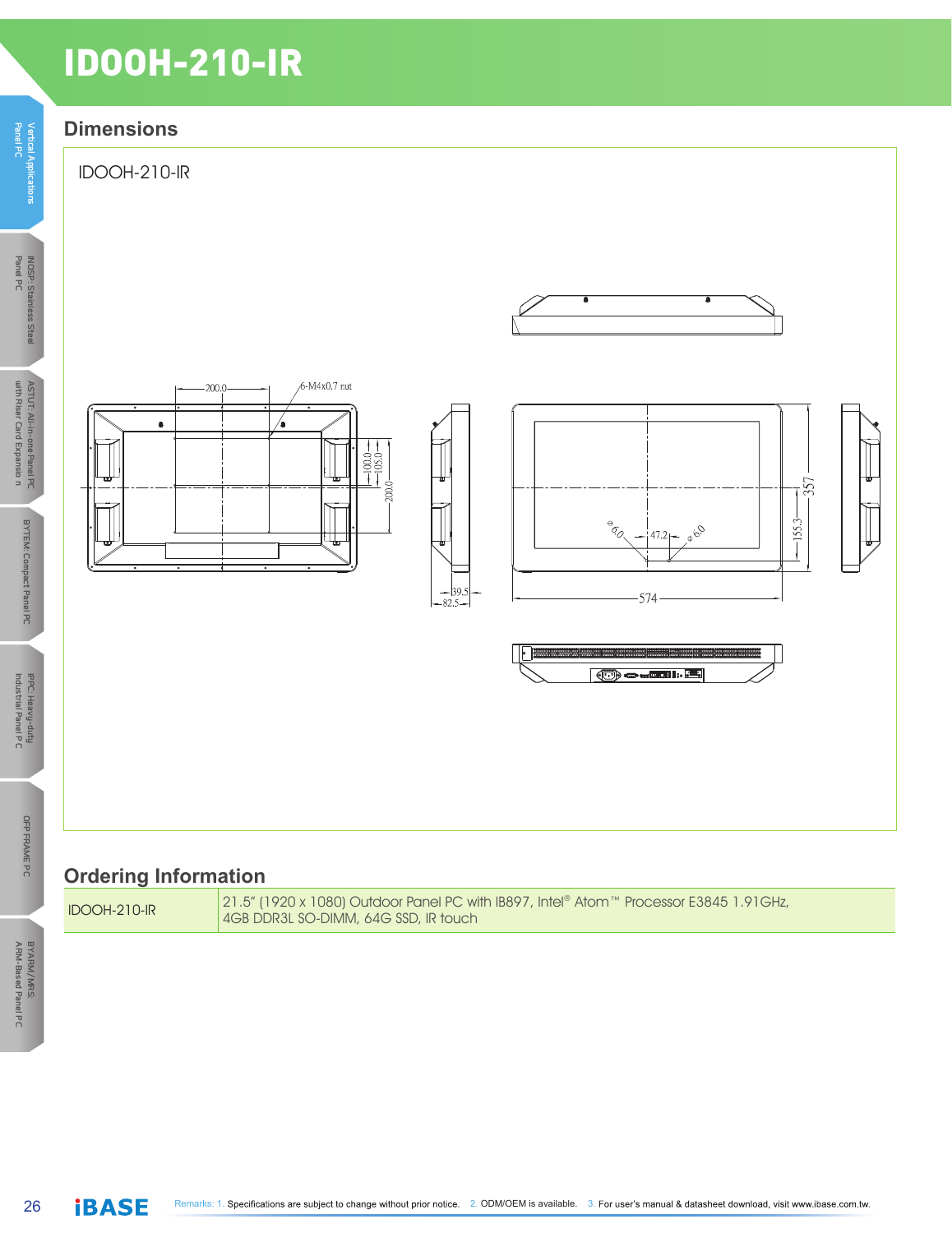# IDOOH-210-IR

## Dimensions

IDOOH-210-IR

200.0

6-M4x0.7 nut

100.0

105.0

200.0

39.5

82.5

φ 6.0

47.2

φ 6.0

155.3

357

574

## Ordering Information

| | |
|---|---|
| IDOOH-210-IR | 21.5" (1920 x 1080) Outdoor Panel PC with IB897, Intel® Atom™ Processor E3845 1.91GHz, 4GB DDR3L SO-DIMM, 64G SSD, IR touch |

Remarks: 1. Specifications are subject to change without prior notice. 2. ODM/OEM is available. 3. For user's manual & datasheet download, visit www.ibase.com.tw.